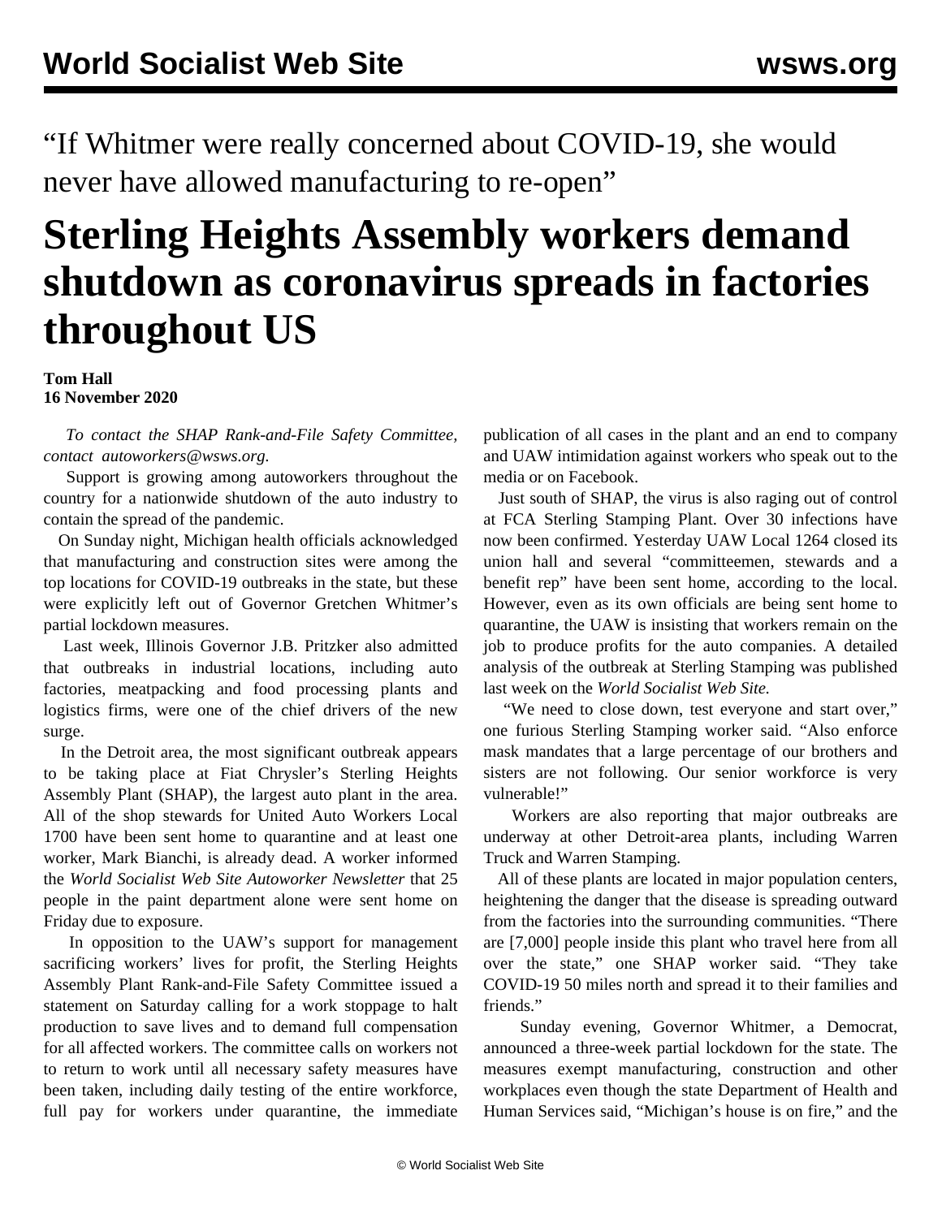“If Whitmer were really concerned about COVID-19, she would never have allowed manufacturing to re-open”

# Sterling Heights Assembly workers demand shutdown as coronavirus spreads in factories throughout US

**Tom Hall**
**16 November 2020**

*To contact the SHAP Rank-and-File Safety Committee, contact autoworkers@wsws.org.*

Support is growing among autoworkers throughout the country for a nationwide shutdown of the auto industry to contain the spread of the pandemic.

On Sunday night, Michigan health officials acknowledged that manufacturing and construction sites were among the top locations for COVID-19 outbreaks in the state, but these were explicitly left out of Governor Gretchen Whitmer’s partial lockdown measures.

Last week, Illinois Governor J.B. Pritzker also admitted that outbreaks in industrial locations, including auto factories, meatpacking and food processing plants and logistics firms, were one of the chief drivers of the new surge.

In the Detroit area, the most significant outbreak appears to be taking place at Fiat Chrysler’s Sterling Heights Assembly Plant (SHAP), the largest auto plant in the area. All of the shop stewards for United Auto Workers Local 1700 have been sent home to quarantine and at least one worker, Mark Bianchi, is already dead. A worker informed the *World Socialist Web Site Autoworker Newsletter* that 25 people in the paint department alone were sent home on Friday due to exposure.

In opposition to the UAW’s support for management sacrificing workers’ lives for profit, the Sterling Heights Assembly Plant Rank-and-File Safety Committee issued a statement on Saturday calling for a work stoppage to halt production to save lives and to demand full compensation for all affected workers. The committee calls on workers not to return to work until all necessary safety measures have been taken, including daily testing of the entire workforce, full pay for workers under quarantine, the immediate publication of all cases in the plant and an end to company and UAW intimidation against workers who speak out to the media or on Facebook.

Just south of SHAP, the virus is also raging out of control at FCA Sterling Stamping Plant. Over 30 infections have now been confirmed. Yesterday UAW Local 1264 closed its union hall and several “committeemen, stewards and a benefit rep” have been sent home, according to the local. However, even as its own officials are being sent home to quarantine, the UAW is insisting that workers remain on the job to produce profits for the auto companies. A detailed analysis of the outbreak at Sterling Stamping was published last week on the *World Socialist Web Site.*

“We need to close down, test everyone and start over,” one furious Sterling Stamping worker said. “Also enforce mask mandates that a large percentage of our brothers and sisters are not following. Our senior workforce is very vulnerable!”

Workers are also reporting that major outbreaks are underway at other Detroit-area plants, including Warren Truck and Warren Stamping.

All of these plants are located in major population centers, heightening the danger that the disease is spreading outward from the factories into the surrounding communities. “There are [7,000] people inside this plant who travel here from all over the state,” one SHAP worker said. “They take COVID-19 50 miles north and spread it to their families and friends.”

Sunday evening, Governor Whitmer, a Democrat, announced a three-week partial lockdown for the state. The measures exempt manufacturing, construction and other workplaces even though the state Department of Health and Human Services said, “Michigan’s house is on fire,” and the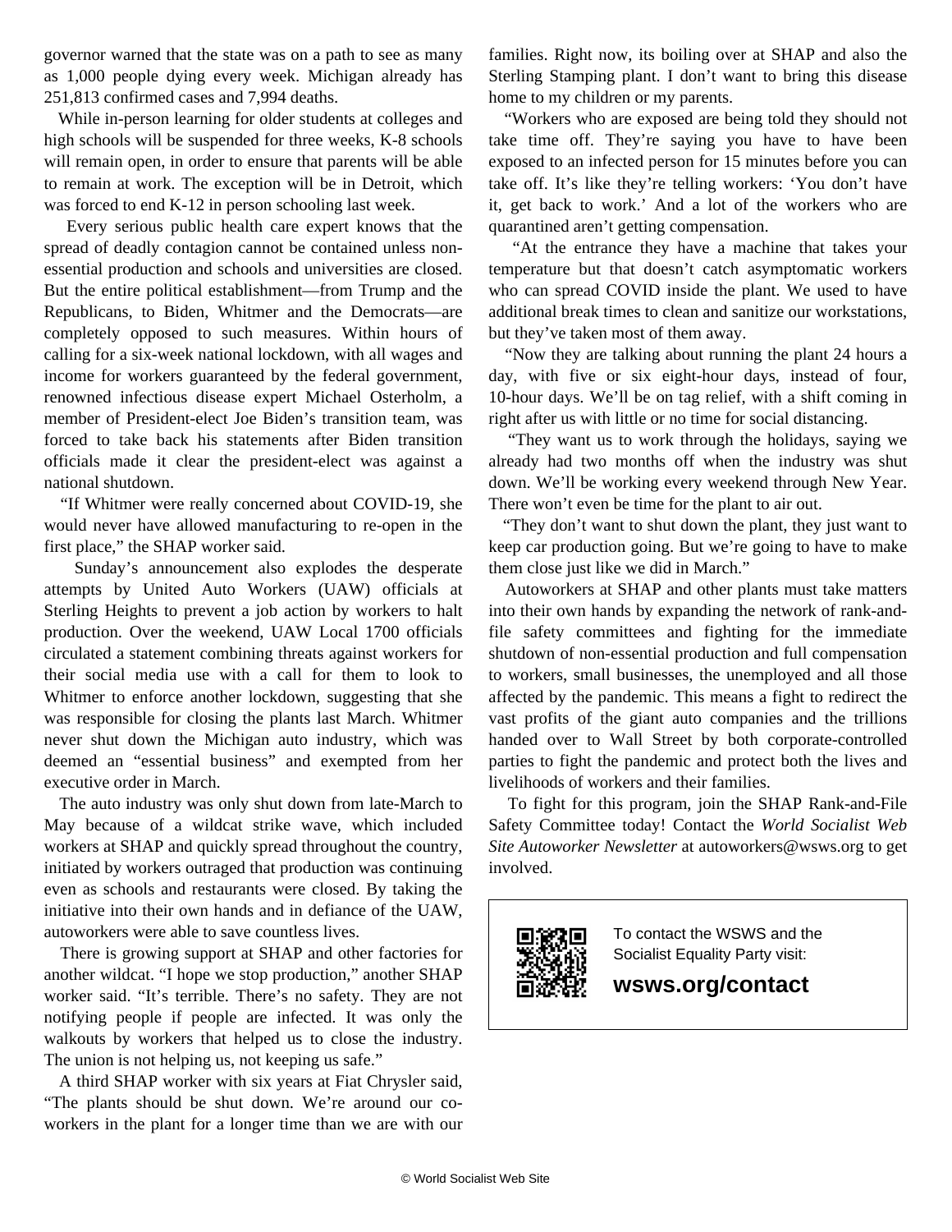governor warned that the state was on a path to see as many as 1,000 people dying every week. Michigan already has 251,813 confirmed cases and 7,994 deaths.

While in-person learning for older students at colleges and high schools will be suspended for three weeks, K-8 schools will remain open, in order to ensure that parents will be able to remain at work. The exception will be in Detroit, which was forced to end K-12 in person schooling last week.

Every serious public health care expert knows that the spread of deadly contagion cannot be contained unless non-essential production and schools and universities are closed. But the entire political establishment—from Trump and the Republicans, to Biden, Whitmer and the Democrats—are completely opposed to such measures. Within hours of calling for a six-week national lockdown, with all wages and income for workers guaranteed by the federal government, renowned infectious disease expert Michael Osterholm, a member of President-elect Joe Biden's transition team, was forced to take back his statements after Biden transition officials made it clear the president-elect was against a national shutdown.

"If Whitmer were really concerned about COVID-19, she would never have allowed manufacturing to re-open in the first place," the SHAP worker said.

Sunday's announcement also explodes the desperate attempts by United Auto Workers (UAW) officials at Sterling Heights to prevent a job action by workers to halt production. Over the weekend, UAW Local 1700 officials circulated a statement combining threats against workers for their social media use with a call for them to look to Whitmer to enforce another lockdown, suggesting that she was responsible for closing the plants last March. Whitmer never shut down the Michigan auto industry, which was deemed an "essential business" and exempted from her executive order in March.

The auto industry was only shut down from late-March to May because of a wildcat strike wave, which included workers at SHAP and quickly spread throughout the country, initiated by workers outraged that production was continuing even as schools and restaurants were closed. By taking the initiative into their own hands and in defiance of the UAW, autoworkers were able to save countless lives.

There is growing support at SHAP and other factories for another wildcat. "I hope we stop production," another SHAP worker said. "It's terrible. There's no safety. They are not notifying people if people are infected. It was only the walkouts by workers that helped us to close the industry. The union is not helping us, not keeping us safe."

A third SHAP worker with six years at Fiat Chrysler said, "The plants should be shut down. We're around our co-workers in the plant for a longer time than we are with our families. Right now, its boiling over at SHAP and also the Sterling Stamping plant. I don't want to bring this disease home to my children or my parents.

"Workers who are exposed are being told they should not take time off. They're saying you have to have been exposed to an infected person for 15 minutes before you can take off. It's like they're telling workers: 'You don't have it, get back to work.' And a lot of the workers who are quarantined aren't getting compensation.

"At the entrance they have a machine that takes your temperature but that doesn't catch asymptomatic workers who can spread COVID inside the plant. We used to have additional break times to clean and sanitize our workstations, but they've taken most of them away.

"Now they are talking about running the plant 24 hours a day, with five or six eight-hour days, instead of four, 10-hour days. We'll be on tag relief, with a shift coming in right after us with little or no time for social distancing.

"They want us to work through the holidays, saying we already had two months off when the industry was shut down. We'll be working every weekend through New Year. There won't even be time for the plant to air out.

"They don't want to shut down the plant, they just want to keep car production going. But we're going to have to make them close just like we did in March."

Autoworkers at SHAP and other plants must take matters into their own hands by expanding the network of rank-and-file safety committees and fighting for the immediate shutdown of non-essential production and full compensation to workers, small businesses, the unemployed and all those affected by the pandemic. This means a fight to redirect the vast profits of the giant auto companies and the trillions handed over to Wall Street by both corporate-controlled parties to fight the pandemic and protect both the lives and livelihoods of workers and their families.

To fight for this program, join the SHAP Rank-and-File Safety Committee today! Contact the *World Socialist Web Site Autoworker Newsletter* at autoworkers@wsws.org to get involved.

To contact the WSWS and the Socialist Equality Party visit:

**wsws.org/contact**